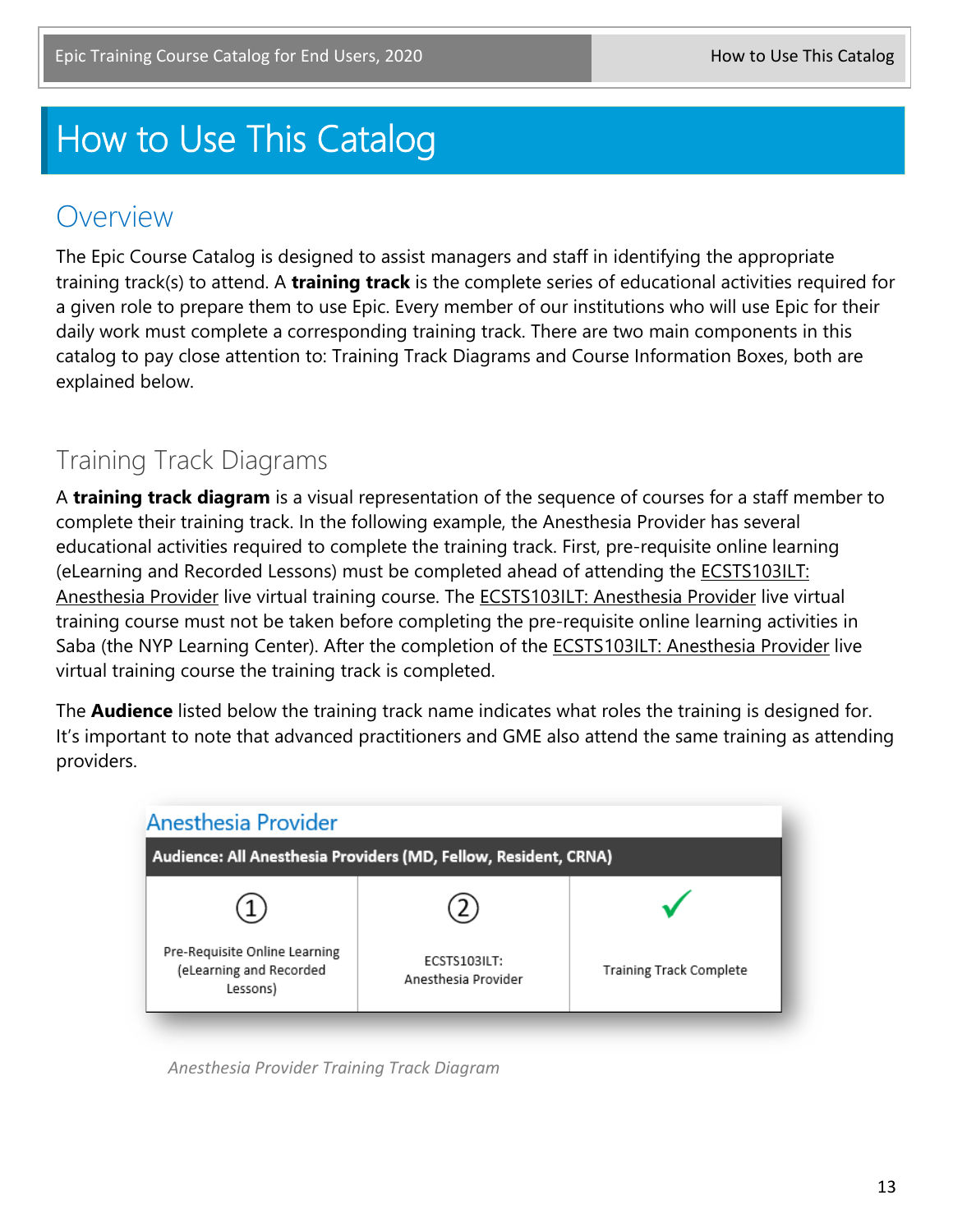# How to Use This Catalog

## Overview

The Epic Course Catalog is designed to assist managers and staff in identifying the appropriate training track(s) to attend. A **training track** is the complete series of educational activities required for a given role to prepare them to use Epic. Every member of our institutions who will use Epic for their daily work must complete a corresponding training track. There are two main components in this catalog to pay close attention to: Training Track Diagrams and Course Information Boxes, both are explained below.

## Training Track Diagrams

A **training track diagram** is a visual representation of the sequence of courses for a staff member to complete their training track. In the following example, the Anesthesia Provider has several educational activities required to complete the training track. First, pre-requisite online learning (eLearning and Recorded Lessons) must be completed ahead of attending the ECSTS103ILT: Anesthesia Provider live virtual training course. The ECSTS103ILT: Anesthesia Provider live virtual training course must not be taken before completing the pre-requisite online learning activities in Saba (the NYP Learning Center). After the completion of the ECSTS103ILT: Anesthesia Provider live virtual training course the training track is completed.

The **Audience** listed below the training track name indicates what roles the training is designed for. It's important to note that advanced practitioners and GME also attend the same training as attending providers.

### Anesthesia Provider

| Audience: All Anesthesia Providers (MD, Fellow, Resident, CRNA) | | |
|---|---|---|
| ① Pre-Requisite Online Learning (eLearning and Recorded Lessons) | ② ECSTS103ILT: Anesthesia Provider | ✓ Training Track Complete |

*Anesthesia Provider Training Track Diagram*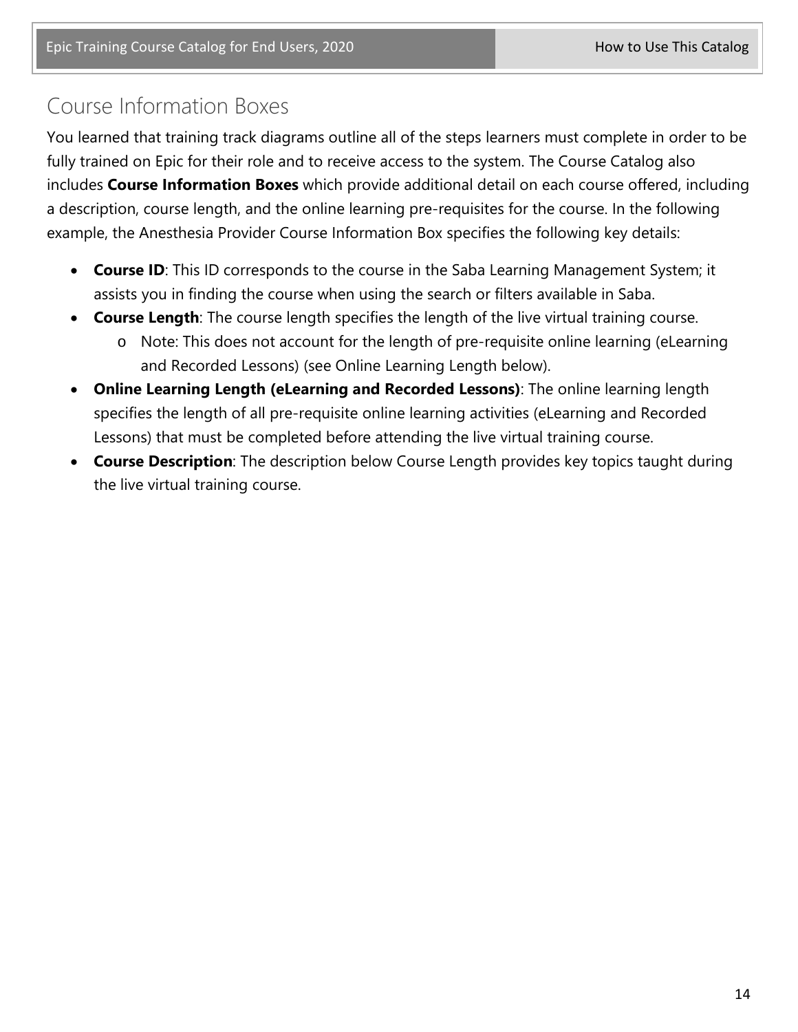## Course Information Boxes

You learned that training track diagrams outline all of the steps learners must complete in order to be fully trained on Epic for their role and to receive access to the system. The Course Catalog also includes **Course Information Boxes** which provide additional detail on each course offered, including a description, course length, and the online learning pre-requisites for the course. In the following example, the Anesthesia Provider Course Information Box specifies the following key details:

- **Course ID**: This ID corresponds to the course in the Saba Learning Management System; it assists you in finding the course when using the search or filters available in Saba.
- **Course Length**: The course length specifies the length of the live virtual training course.
  - Note: This does not account for the length of pre-requisite online learning (eLearning and Recorded Lessons) (see Online Learning Length below).
- **Online Learning Length (eLearning and Recorded Lessons)**: The online learning length specifies the length of all pre-requisite online learning activities (eLearning and Recorded Lessons) that must be completed before attending the live virtual training course.
- **Course Description**: The description below Course Length provides key topics taught during the live virtual training course.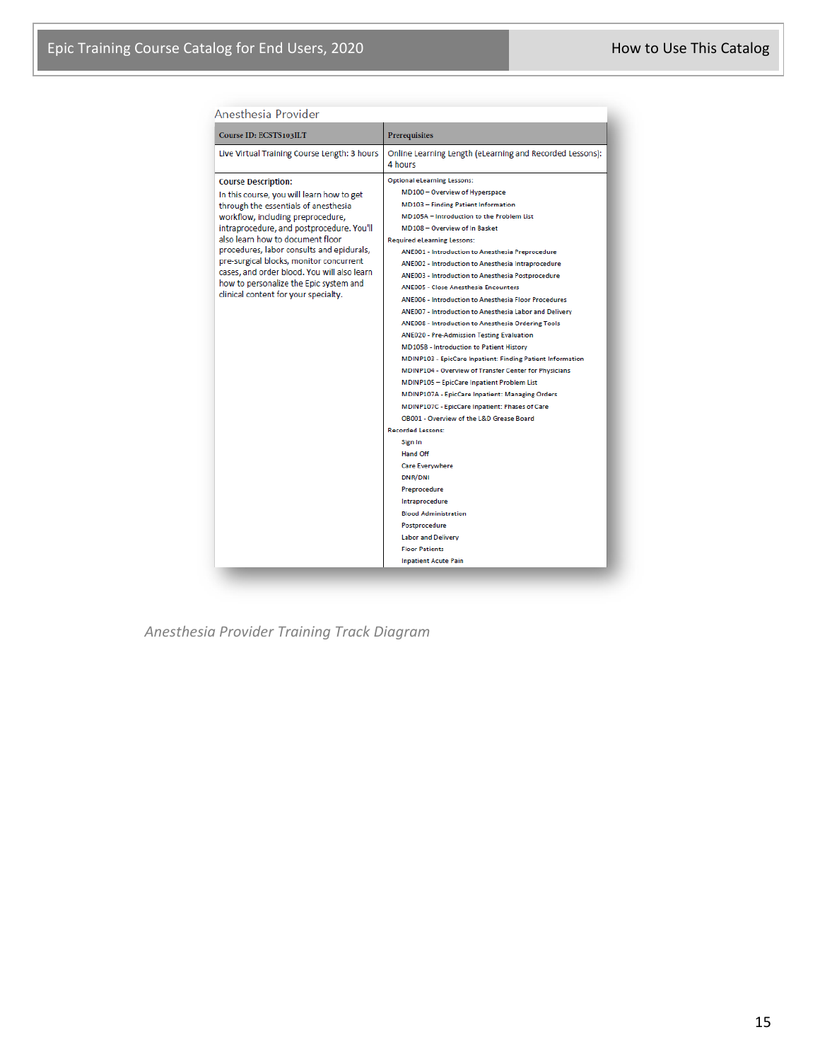## Anesthesia Provider

| Course ID: ECSTS103ILT | Prerequisites |
|---|---|
| Live Virtual Training Course Length: 3 hours | Online Learning Length (eLearning and Recorded Lessons): 4 hours |
| **Course Description:**<br>In this course, you will learn how to get through the essentials of anesthesia workflow, including preprocedure, intraprocedure, and postprocedure. You'll also learn how to document floor procedures, labor consults and epidurals, pre-surgical blocks, monitor concurrent cases, and order blood. You will also learn how to personalize the Epic system and clinical content for your specialty. | Optional eLearning Lessons:<br>MD100 – Overview of Hyperspace<br>MD103 – Finding Patient Information<br>MD105A – Introduction to the Problem List<br>MD108 – Overview of In Basket<br>Required eLearning Lessons:<br>ANE001 - Introduction to Anesthesia Preprocedure<br>ANE002 - Introduction to Anesthesia Intraprocedure<br>ANE003 - Introduction to Anesthesia Postprocedure<br>ANE005 - Close Anesthesia Encounters<br>ANE006 - Introduction to Anesthesia Floor Procedures<br>ANE007 - Introduction to Anesthesia Labor and Delivery<br>ANE008 - Introduction to Anesthesia Ordering Tools<br>ANE020 - Pre-Admission Testing Evaluation<br>MD105B - Introduction to Patient History<br>MDINP103 - EpicCare Inpatient: Finding Patient Information<br>MDINP104 - Overview of Transfer Center for Physicians<br>MDINP105 – EpicCare Inpatient Problem List<br>MDINP107A - EpicCare Inpatient: Managing Orders<br>MDINP107C - EpicCare Inpatient: Phases of Care<br>OB001 - Overview of the L&D Grease Board<br>Recorded Lessons:<br>Sign In<br>Hand Off<br>Care Everywhere<br>DNR/DNI<br>Preprocedure<br>Intraprocedure<br>Blood Administration<br>Postprocedure<br>Labor and Delivery<br>Floor Patients<br>Inpatient Acute Pain |

*Anesthesia Provider Training Track Diagram*